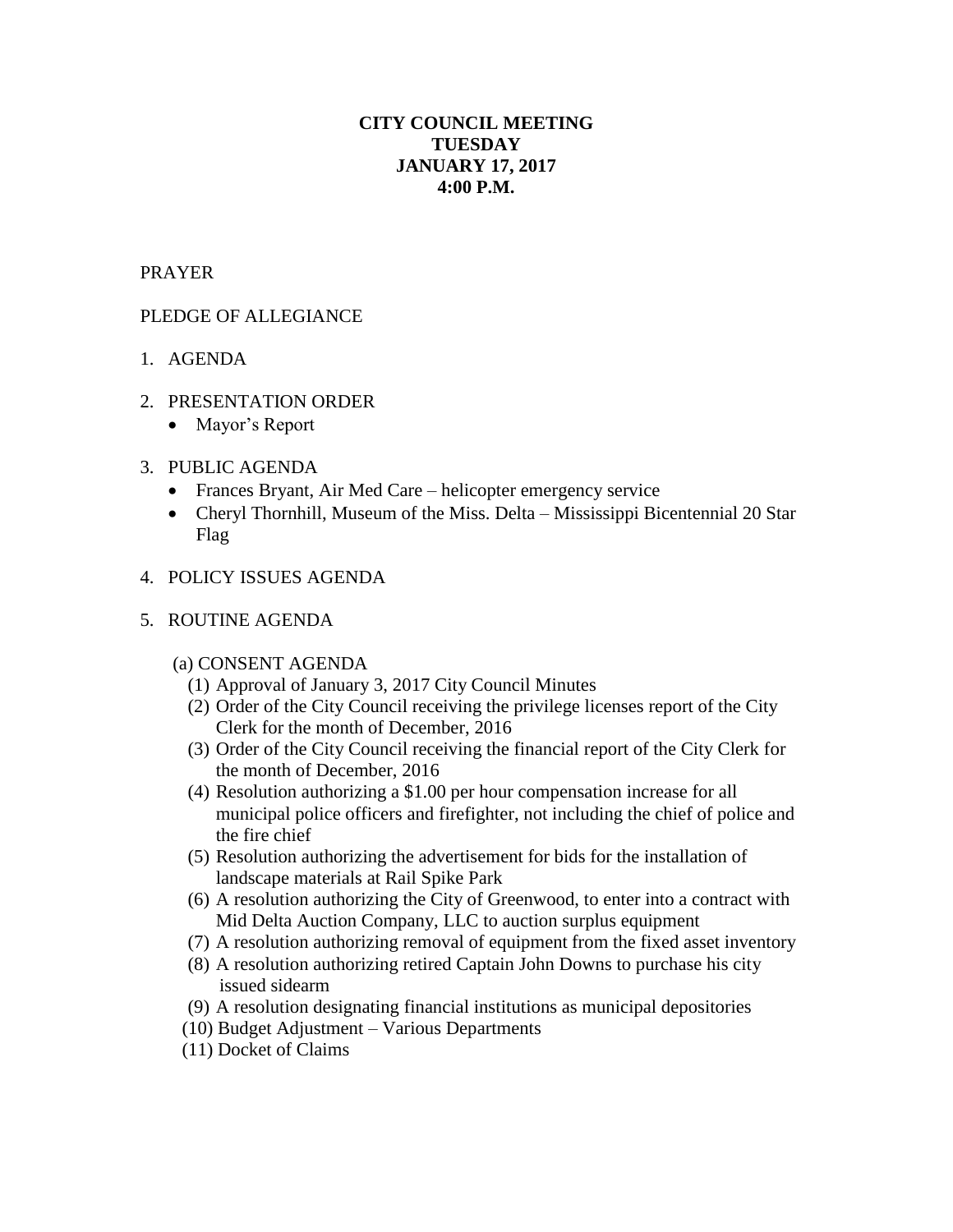**CITY COUNCIL MEETING**
**TUESDAY**
**JANUARY 17, 2017**
**4:00 P.M.**

PRAYER

PLEDGE OF ALLEGIANCE

1. AGENDA

2. PRESENTATION ORDER
   - Mayor's Report

3. PUBLIC AGENDA
   - Frances Bryant, Air Med Care – helicopter emergency service
   - Cheryl Thornhill, Museum of the Miss. Delta – Mississippi Bicentennial 20 Star Flag

4. POLICY ISSUES AGENDA

5. ROUTINE AGENDA

   (a) CONSENT AGENDA

   (1) Approval of January 3, 2017 City Council Minutes
   (2) Order of the City Council receiving the privilege licenses report of the City Clerk for the month of December, 2016
   (3) Order of the City Council receiving the financial report of the City Clerk for the month of December, 2016
   (4) Resolution authorizing a $1.00 per hour compensation increase for all municipal police officers and firefighter, not including the chief of police and the fire chief
   (5) Resolution authorizing the advertisement for bids for the installation of landscape materials at Rail Spike Park
   (6) A resolution authorizing the City of Greenwood, to enter into a contract with Mid Delta Auction Company, LLC to auction surplus equipment
   (7) A resolution authorizing removal of equipment from the fixed asset inventory
   (8) A resolution authorizing retired Captain John Downs to purchase his city issued sidearm
   (9) A resolution designating financial institutions as municipal depositories
   (10) Budget Adjustment – Various Departments
   (11) Docket of Claims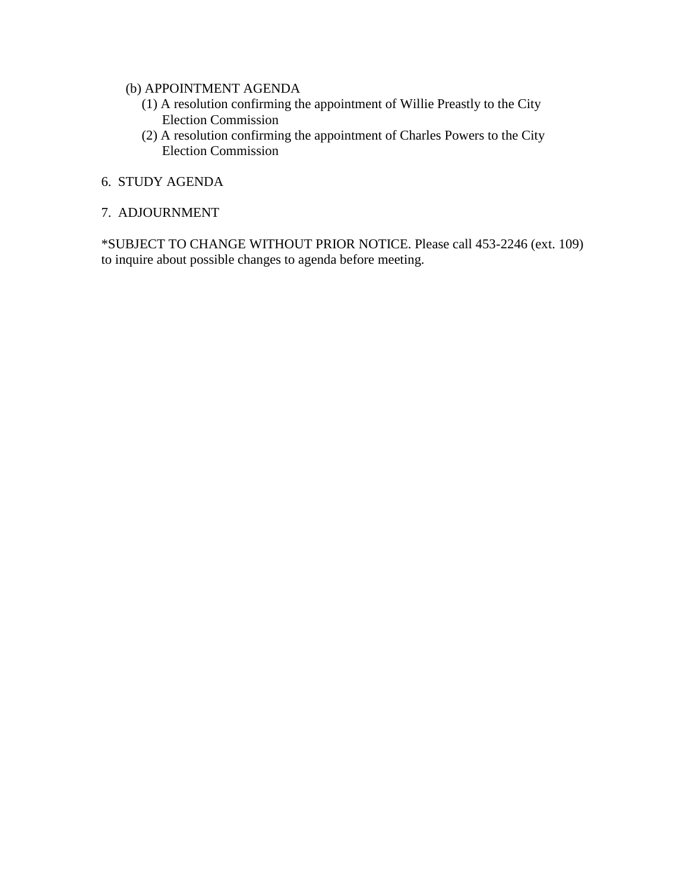(b) APPOINTMENT AGENDA

(1) A resolution confirming the appointment of Willie Preastly to the City Election Commission

(2) A resolution confirming the appointment of Charles Powers to the City Election Commission

6. STUDY AGENDA

7. ADJOURNMENT

*SUBJECT TO CHANGE WITHOUT PRIOR NOTICE. Please call 453-2246 (ext. 109) to inquire about possible changes to agenda before meeting.